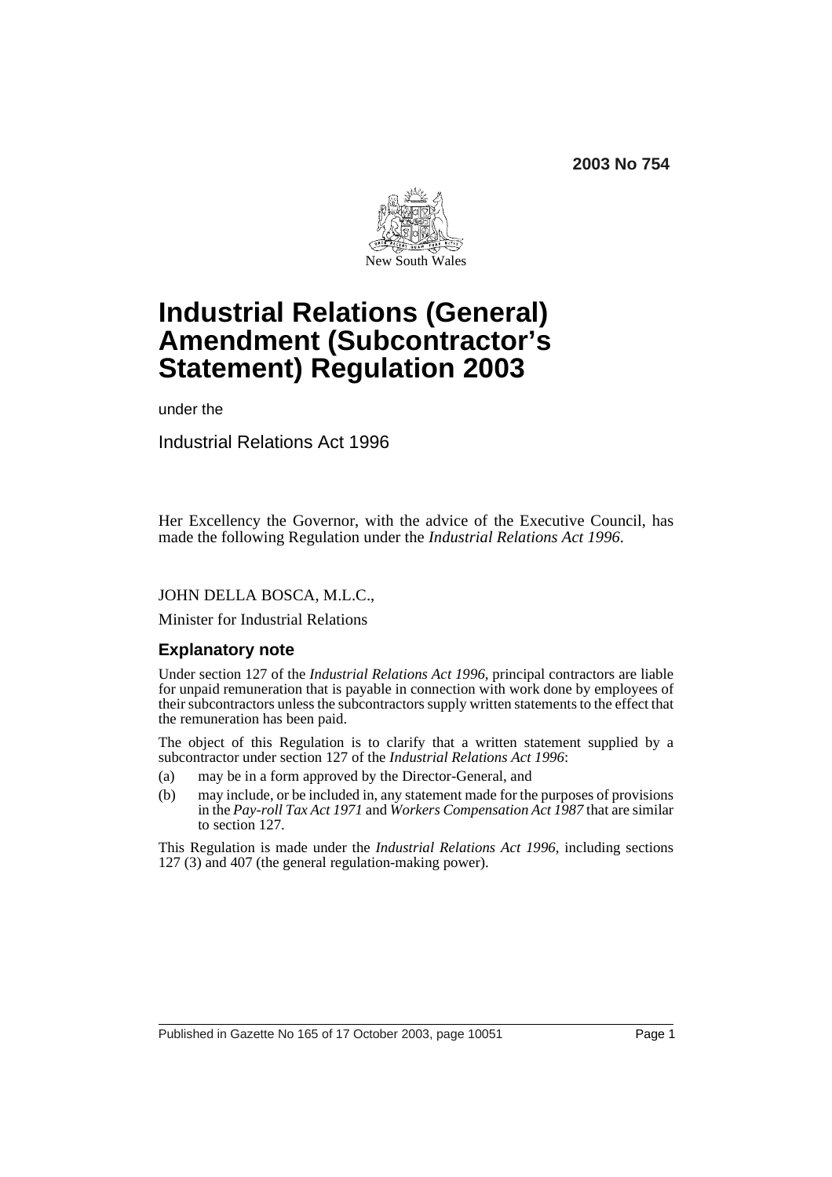**2003 No 754**

New South Wales

# Industrial Relations (General) Amendment (Subcontractor's Statement) Regulation 2003

under the

Industrial Relations Act 1996

Her Excellency the Governor, with the advice of the Executive Council, has made the following Regulation under the *Industrial Relations Act 1996*.

JOHN DELLA BOSCA, M.L.C.,

Minister for Industrial Relations

## Explanatory note

Under section 127 of the *Industrial Relations Act 1996*, principal contractors are liable for unpaid remuneration that is payable in connection with work done by employees of their subcontractors unless the subcontractors supply written statements to the effect that the remuneration has been paid.

The object of this Regulation is to clarify that a written statement supplied by a subcontractor under section 127 of the *Industrial Relations Act 1996*:

(a) may be in a form approved by the Director-General, and

(b) may include, or be included in, any statement made for the purposes of provisions in the *Pay-roll Tax Act 1971* and *Workers Compensation Act 1987* that are similar to section 127.

This Regulation is made under the *Industrial Relations Act 1996*, including sections 127 (3) and 407 (the general regulation-making power).

Published in Gazette No 165 of 17 October 2003, page 10051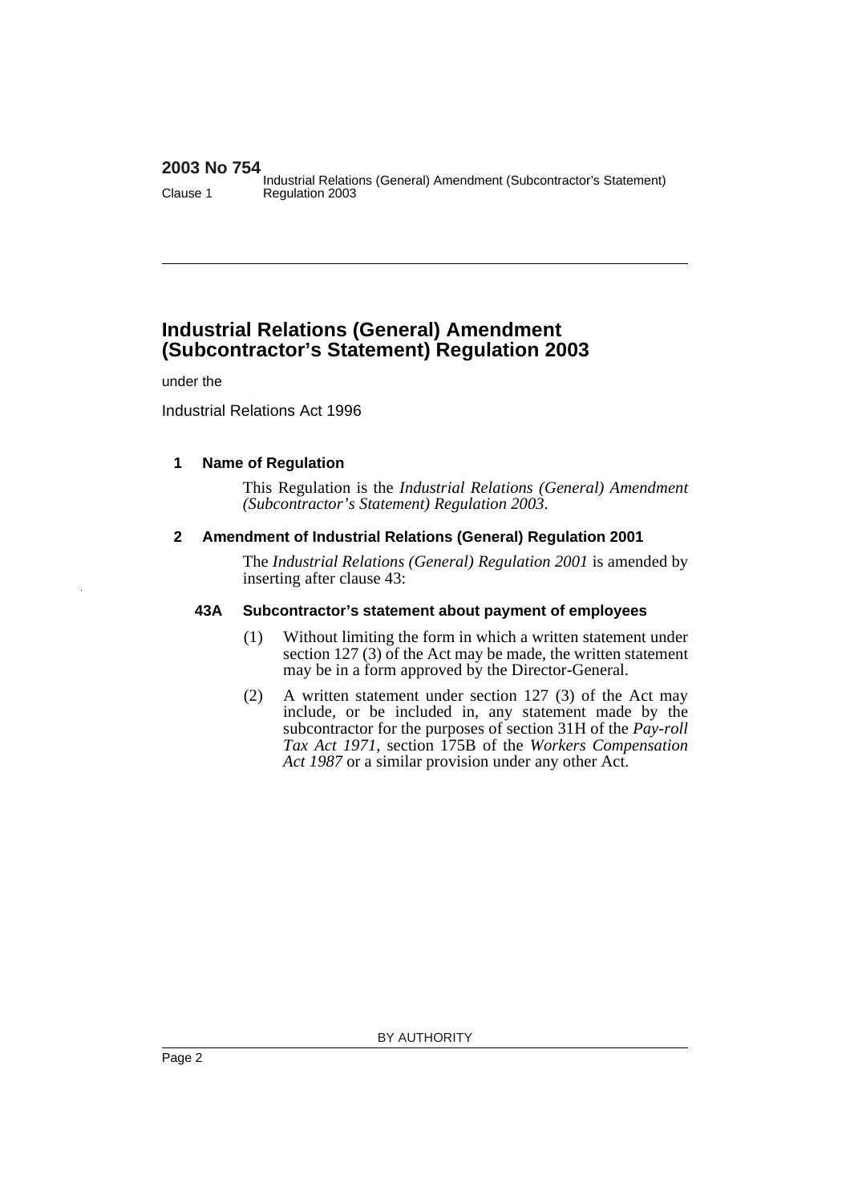# Industrial Relations (General) Amendment (Subcontractor's Statement) Regulation 2003

under the

Industrial Relations Act 1996

## 1 Name of Regulation

This Regulation is the *Industrial Relations (General) Amendment (Subcontractor's Statement) Regulation 2003*.

## 2 Amendment of Industrial Relations (General) Regulation 2001

The *Industrial Relations (General) Regulation 2001* is amended by inserting after clause 43:

### 43A Subcontractor's statement about payment of employees

(1) Without limiting the form in which a written statement under section 127 (3) of the Act may be made, the written statement may be in a form approved by the Director-General.

(2) A written statement under section 127 (3) of the Act may include, or be included in, any statement made by the subcontractor for the purposes of section 31H of the *Pay-roll Tax Act 1971*, section 175B of the *Workers Compensation Act 1987* or a similar provision under any other Act.

BY AUTHORITY